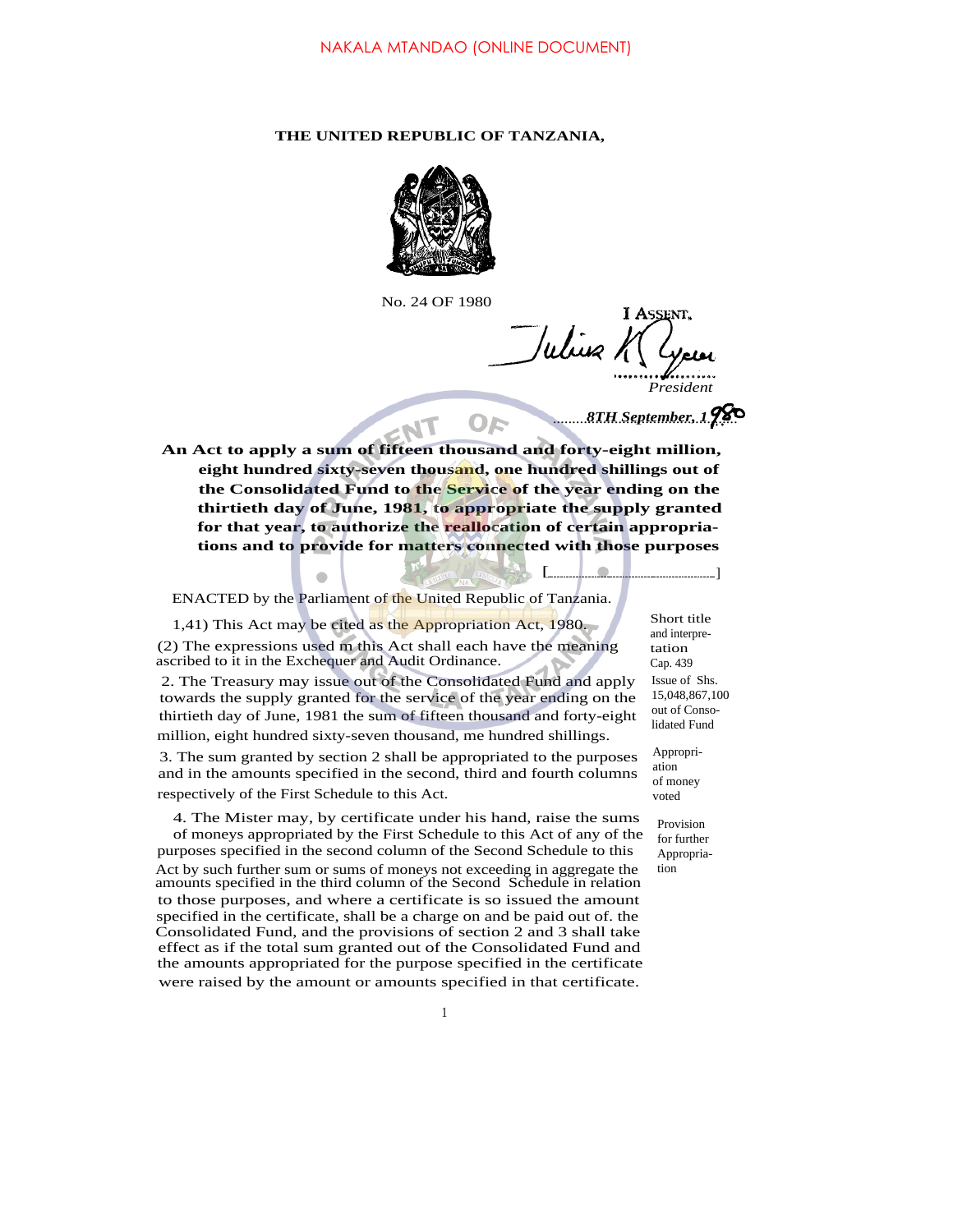NAKALA MTANDAO (ONLINE DOCUMENT)

**THE UNITED REPUBLIC OF TANZANIA,**

No. 24 OF 1980

I ASSENT,

Julius K. Nyerere

*President*

*8TH September, 1980*

**An Act to apply a sum of fifteen thousand and forty-eight million, eight hundred sixty-seven thousand, one hundred shillings out of the Consolidated Fund to the Service of the year ending on the thirtieth day of June, 1981, to appropriate the supply granted for that year, to authorize the reallocation of certain appropriations and to provide for matters connected with those purposes**

[..............................]

ENACTED by the Parliament of the United Republic of Tanzania.

Short title and interpretation Cap. 439

1,41) This Act may be cited as the Appropriation Act, 1980.

(2) The expressions used m this Act shall each have the meaning ascribed to it in the Exchequer and Audit Ordinance.

Issue of Shs. 15,048,867,100 out of Consolidated Fund

2. The Treasury may issue out of the Consolidated Fund and apply towards the supply granted for the service of the year ending on the thirtieth day of June, 1981 the sum of fifteen thousand and forty-eight million, eight hundred sixty-seven thousand, me hundred shillings.

Appropriation of money voted

3. The sum granted by section 2 shall be appropriated to the purposes and in the amounts specified in the second, third and fourth columns respectively of the First Schedule to this Act.

Provision for further Appropriation

4. The Mister may, by certificate under his hand, raise the sums of moneys appropriated by the First Schedule to this Act of any of the purposes specified in the second column of the Second Schedule to this Act by such further sum or sums of moneys not exceeding in aggregate the amounts specified in the third column of the Second Schedule in relation to those purposes, and where a certificate is so issued the amount specified in the certificate, shall be a charge on and be paid out of. the Consolidated Fund, and the provisions of section 2 and 3 shall take effect as if the total sum granted out of the Consolidated Fund and the amounts appropriated for the purpose specified in the certificate were raised by the amount or amounts specified in that certificate.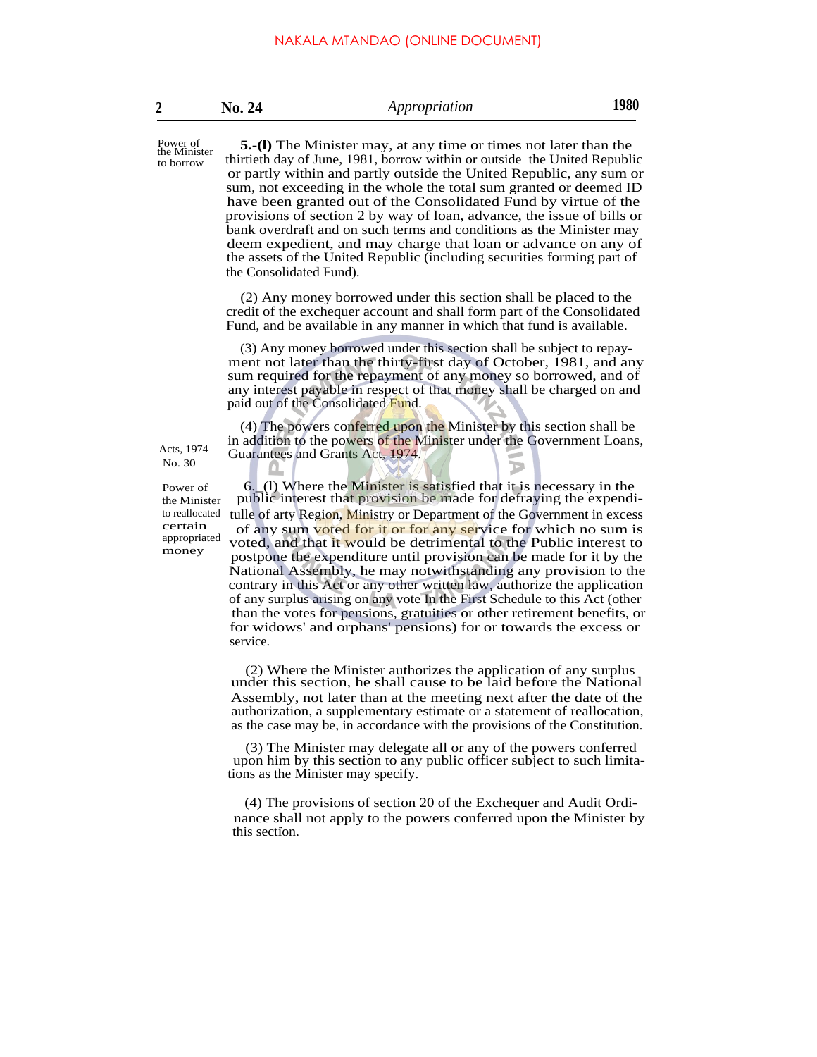Power of the Minister to borrow

**5.-(l)** The Minister may, at any time or times not later than the thirtieth day of June, 1981, borrow within or outside the United Republic or partly within and partly outside the United Republic, any sum or sum, not exceeding in the whole the total sum granted or deemed ID have been granted out of the Consolidated Fund by virtue of the provisions of section 2 by way of loan, advance, the issue of bills or bank overdraft and on such terms and conditions as the Minister may deem expedient, and may charge that loan or advance on any of the assets of the United Republic (including securities forming part of the Consolidated Fund).

(2) Any money borrowed under this section shall be placed to the credit of the exchequer account and shall form part of the Consolidated Fund, and be available in any manner in which that fund is available.

(3) Any money borrowed under this section shall be subject to repayment not later than the thirty-first day of October, 1981, and any sum required for the repayment of any money so borrowed, and of any interest payable in respect of that money shall be charged on and paid out of the Consolidated Fund.

Acts, 1974 No. 30

(4) The powers conferred upon the Minister by this section shall be in addition to the powers of the Minister under the Government Loans, Guarantees and Grants Act, 1974.

Power of the Minister to reallocated certain appropriated money

6.\_(l) Where the Minister is satisfied that it is necessary in the public interest that provision be made for defraying the expenditulle of arty Region, Ministry or Department of the Government in excess of any sum voted for it or for any service for which no sum is voted, and that it would be detrimental to the Public interest to postpone the expenditure until provision can be made for it by the National Assembly, he may notwithstanding any provision to the contrary in this Act or any other written law, authorize the application of any surplus arising on any vote In the First Schedule to this Act (other than the votes for pensions, gratuities or other retirement benefits, or for widows' and orphans' pensions) for or towards the excess or service.

(2) Where the Minister authorizes the application of any surplus under this section, he shall cause to be laid before the National Assembly, not later than at the meeting next after the date of the authorization, a supplementary estimate or a statement of reallocation, as the case may be, in accordance with the provisions of the Constitution.

(3) The Minister may delegate all or any of the powers conferred upon him by this section to any public officer subject to such limitations as the Minister may specify.

(4) The provisions of section 20 of the Exchequer and Audit Ordinance shall not apply to the powers conferred upon the Minister by this section.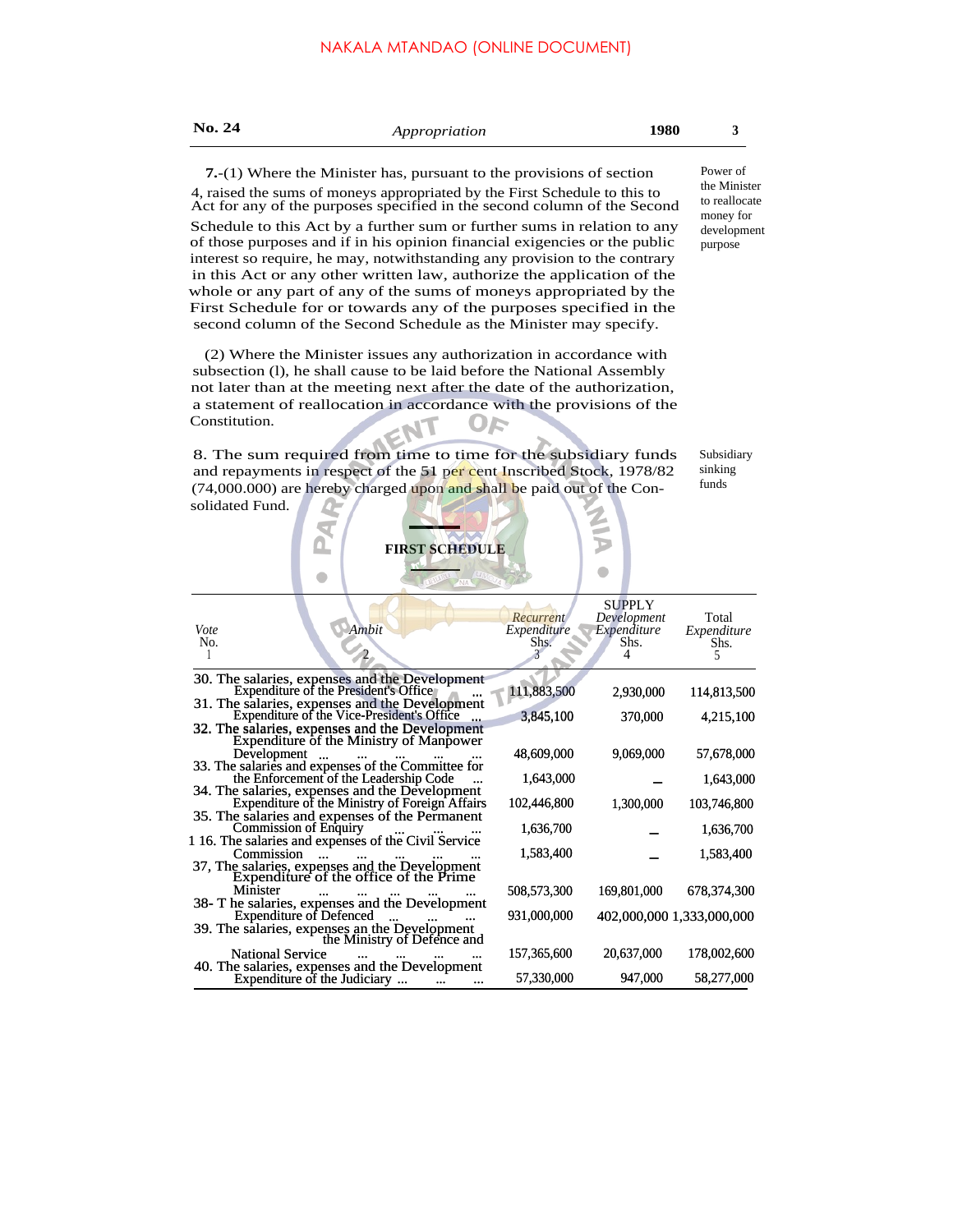**7.**-(1) Where the Minister has, pursuant to the provisions of section 4, raised the sums of moneys appropriated by the First Schedule to this to Act for any of the purposes specified in the second column of the Second Schedule to this Act by a further sum or further sums in relation to any of those purposes and if in his opinion financial exigencies or the public interest so require, he may, notwithstanding any provision to the contrary in this Act or any other written law, authorize the application of the whole or any part of any of the sums of moneys appropriated by the First Schedule for or towards any of the purposes specified in the second column of the Second Schedule as the Minister may specify.

Power of the Minister to reallocate money for development purpose

(2) Where the Minister issues any authorization in accordance with subsection (l), he shall cause to be laid before the National Assembly not later than at the meeting next after the date of the authorization, a statement of reallocation in accordance with the provisions of the Constitution.

8. The sum required from time to time for the subsidiary funds and repayments in respect of the 51 per cent Inscribed Stock, 1978/82 (74,000.000) are hereby charged upon and shall be paid out of the Consolidated Fund.

Subsidiary sinking funds

## FIRST SCHEDULE

| Vote No. 1 | Ambit 2 | SUPPLY Recurrent Expenditure Shs. 3 | Development Expenditure Shs. 4 | Total Expenditure Shs. 5 |
|---|---|---|---|---|
| 30. | The salaries, expenses and the Development Expenditure of the President's Office ... | 111,883,500 | 2,930,000 | 114,813,500 |
| 31. | The salaries, expenses and the Development Expenditure of the Vice-President's Office ... | 3,845,100 | 370,000 | 4,215,100 |
| 32. | The salaries, expenses and the Development Expenditure of the Ministry of Manpower Development ... ... ... ... ... | 48,609,000 | 9,069,000 | 57,678,000 |
| 33. | The salaries and expenses of the Committee for the Enforcement of the Leadership Code ... | 1,643,000 | – | 1,643,000 |
| 34. | The salaries, expenses and the Development Expenditure of the Ministry of Foreign Affairs | 102,446,800 | 1,300,000 | 103,746,800 |
| 35. | The salaries and expenses of the Permanent Commission of Enquiry ... ... ... | 1,636,700 | – | 1,636,700 |
| 1 16. | The salaries and expenses of the Civil Service Commission ... ... ... ... ... | 1,583,400 | – | 1,583,400 |
| 37, | The salaries, expenses and the Development Expenditure of the office of the Prime Minister ... ... ... ... ... | 508,573,300 | 169,801,000 | 678,374,300 |
| 38- | T he salaries, expenses and the Development Expenditure of Defenced ... ... ... | 931,000,000 | 402,000,000 | 1,333,000,000 |
| 39. | The salaries, expenses an the Development the Ministry of Defence and National Service ... ... ... ... | 157,365,600 | 20,637,000 | 178,002,600 |
| 40. | The salaries, expenses and the Development Expenditure of the Judiciary ... ... ... | 57,330,000 | 947,000 | 58,277,000 |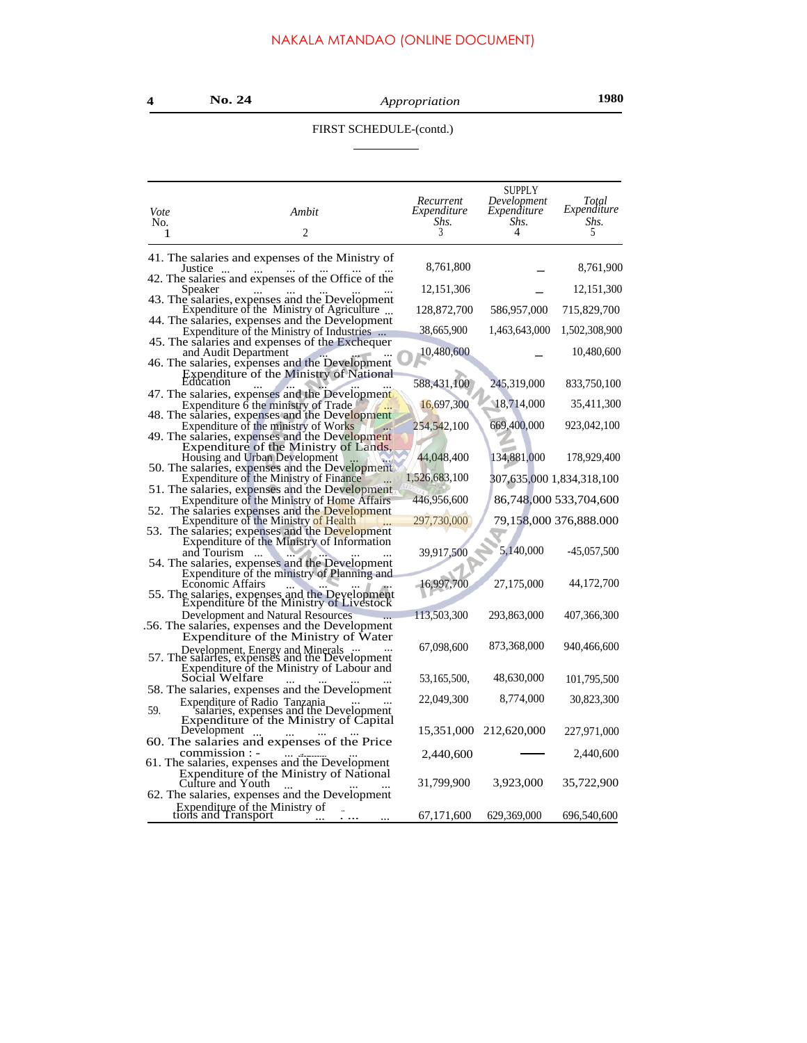NAKALA MTANDAO (ONLINE DOCUMENT)

FIRST SCHEDULE-(contd.)

| Vote No. 1 | Ambit 2 | Recurrent Expenditure Shs. 3 | SUPPLY Development Expenditure Shs. 4 | Total Expenditure Shs. 5 |
|---|---|---|---|---|
| 41. | The salaries and expenses of the Ministry of Justice ... ... ... ... ... ... | 8,761,800 | – | 8,761,900 |
| 42. | The salaries and expenses of the Office of the Speaker ... ... ... ... ... | 12,151,306 | – | 12,151,300 |
| 43. | The salaries, expenses and the Development Expenditure of the Ministry of Agriculture ... | 128,872,700 | 586,957,000 | 715,829,700 |
| 44. | The salaries, expenses and the Development Expenditure of the Ministry of Industries ... | 38,665,900 | 1,463,643,000 | 1,502,308,900 |
| 45. | The salaries and expenses of the Exchequer and Audit Department ... ... ... | 10,480,600 | – | 10,480,600 |
| 46. | The salaries, expenses and the Development Expenditure of the Ministry of National Education ... ... ... ... ... | 588,431,100 | 245,319,000 | 833,750,100 |
| 47. | The salaries, expenses and the Development Expenditure 6 the ministry of Trade ... | 16,697,300 | 18,714,000 | 35,411,300 |
| 48. | The salaries, expenses and the Development Expenditure of the ministry of Works ... | 254,542,100 | 669,400,000 | 923,042,100 |
| 49. | The salaries, expenses and the Development Expenditure of the Ministry of Lands, Housing and Urban Development ... ... | 44,048,400 | 134,881,000 | 178,929,400 |
| 50. | The salaries, expenses and the Development Expenditure of the Ministry of Finance ... | 1,526,683,100 | 307,635,000 | 1,834,318,100 |
| 51. | The salaries, expenses and the Development Expenditure of the Ministry of Home Affairs | 446,956,600 | 86,748,000 | 533,704,600 |
| 52. | The salaries expenses and the Development Expenditure of the Ministry of Health ... | 297,730,000 | 79,158,000 | 376,888.000 |
| 53. | The salaries; expenses and the Development Expenditure of the Ministry of Information and Tourism ... ... ... ... ... | 39,917,500 | 5,140,000 | -45,057,500 |
| 54. | The salaries, expenses and the Development Expenditure of the ministry of Planning and Economic Affairs ... ... ... ... | 16,997,700 | 27,175,000 | 44,172,700 |
| 55. | The salaries, expenses and the Development Expenditure of the Ministry of Livestock Development and Natural Resources ... | 113,503,300 | 293,863,000 | 407,366,300 |
| .56. | The salaries, expenses and the Development Expenditure of the Ministry of Water Development, Energy and Minerals ... ... | 67,098,600 | 873,368,000 | 940,466,600 |
| 57. | The salaries, expenses and the Development Expenditure of the Ministry of Labour and Social Welfare ... ... ... ... | 53,165,500, | 48,630,000 | 101,795,500 |
| 58. | The salaries, expenses and the Development Expenditure of Radio Tanzania ... ... | 22,049,300 | 8,774,000 | 30,823,300 |
| 59. | salaries, expenses and the Development Expenditure of the Ministry of Capital Development ... ... ... ... | 15,351,000 | 212,620,000 | 227,971,000 |
| 60. | The salaries and expenses of the Price commission : - ... ... ... | 2,440,600 | —— | 2,440,600 |
| 61. | The salaries, expenses and the Development Expenditure of the Ministry of National Culture and Youth ... ... ... | 31,799,900 | 3,923,000 | 35,722,900 |
| 62. | The salaries, expenses and the Development Expenditure of the Ministry of ... tions and Transport ... ... ... | 67,171,600 | 629,369,000 | 696,540,600 |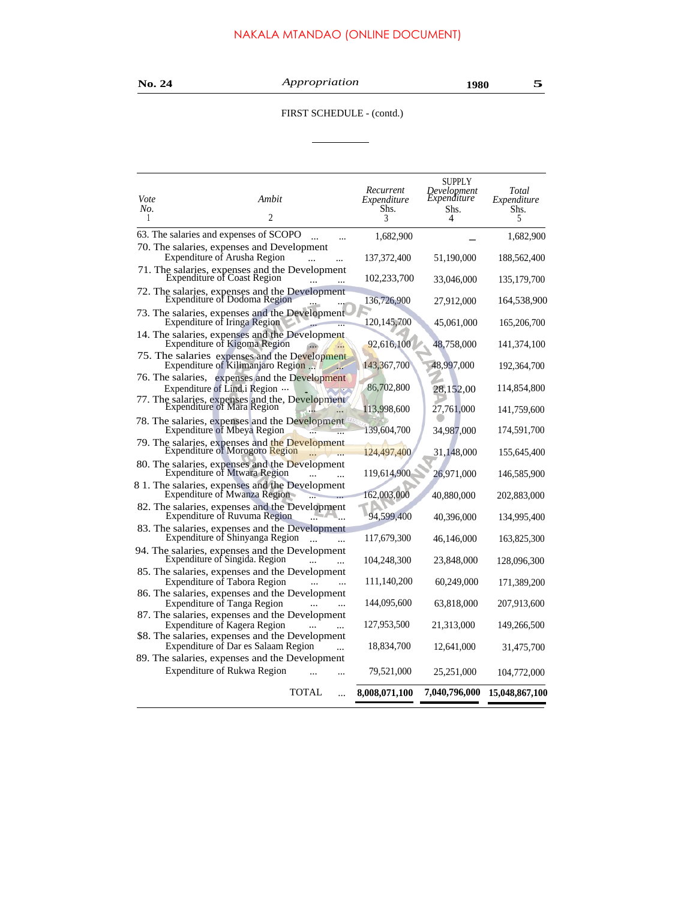NAKALA MTANDAO (ONLINE DOCUMENT)

FIRST SCHEDULE - (contd.)

| Vote No. 1 | Ambit 2 | SUPPLY Recurrent Expenditure Shs. 3 | Development Expenditure Shs. 4 | Total Expenditure Shs. 5 |
|---|---|---|---|---|
| 63. | The salaries and expenses of SCOPO ... ... | 1,682,900 | _ | 1,682,900 |
| 70. | The salaries, expenses and Development Expenditure of Arusha Region ... ... | 137,372,400 | 51,190,000 | 188,562,400 |
| 71. | The salaries, expenses and the Development Expenditure of Coast Region ... ... | 102,233,700 | 33,046,000 | 135,179,700 |
| 72. | The salaries, expenses and the Development Expenditure of Dodoma Region ... ... | 136,726,900 | 27,912,000 | 164,538,900 |
| 73. | The salaries, expenses and the Development Expenditure of Iringa Region ... ... | 120,145,700 | 45,061,000 | 165,206,700 |
| 14. | The salaries, expenses and the Development Expenditure of Kigoma Region ... ... | 92,616,100 | 48,758,000 | 141,374,100 |
| 75. | The salaries expenses and the Development Expenditure of Kilimanjaro Region ... ... | 143,367,700 | 48,997,000 | 192,364,700 |
| 76. | The salaries, expenses and the Development Expenditure of Lind.i Region ··· | 86,702,800 | 28,152,00 | 114,854,800 |
| 77. | The salaries, expenses and the, Development Expenditure of Mara Region ... ... | 113,998,600 | 27,761,000 | 141,759,600 |
| 78. | The salaries, expenses and the Development Expenditure of Mbeya Region ... ... | 139,604,700 | 34,987,000 | 174,591,700 |
| 79. | The salaries, expenses and the Development Expenditure of Morogoro Region ... ... | 124,497,400 | 31,148,000 | 155,645,400 |
| 80. | The salaries, expenses and the Development Expenditure of Mtwara Region ... ... | 119,614,900 | 26,971,000 | 146,585,900 |
| 8 1. | The salaries, expenses and the Development Expenditure of Mwanza Region ... ... | 162,003,000 | 40,880,000 | 202,883,000 |
| 82. | The salaries, expenses and the Development Expenditure of Ruvuma Region ... ... | 94,599,400 | 40,396,000 | 134,995,400 |
| 83. | The salaries, expenses and the Development Expenditure of Shinyanga Region ... ... | 117,679,300 | 46,146,000 | 163,825,300 |
| 94. | The salaries, expenses and the Development Expenditure of Singida. Region ... ... | 104,248,300 | 23,848,000 | 128,096,300 |
| 85. | The salaries, expenses and the Development Expenditure of Tabora Region ... ... | 111,140,200 | 60,249,000 | 171,389,200 |
| 86. | The salaries, expenses and the Development Expenditure of Tanga Region ... ... | 144,095,600 | 63,818,000 | 207,913,600 |
| 87. | The salaries, expenses and the Development Expenditure of Kagera Region ... ... | 127,953,500 | 21,313,000 | 149,266,500 |
| $8. | The salaries, expenses and the Development Expenditure of Dar es Salaam Region ... | 18,834,700 | 12,641,000 | 31,475,700 |
| 89. | The salaries, expenses and the Development Expenditure of Rukwa Region ... ... | 79,521,000 | 25,251,000 | 104,772,000 |
| | TOTAL ... | **8,008,071,100** | **7,040,796,000** | **15,048,867,100** |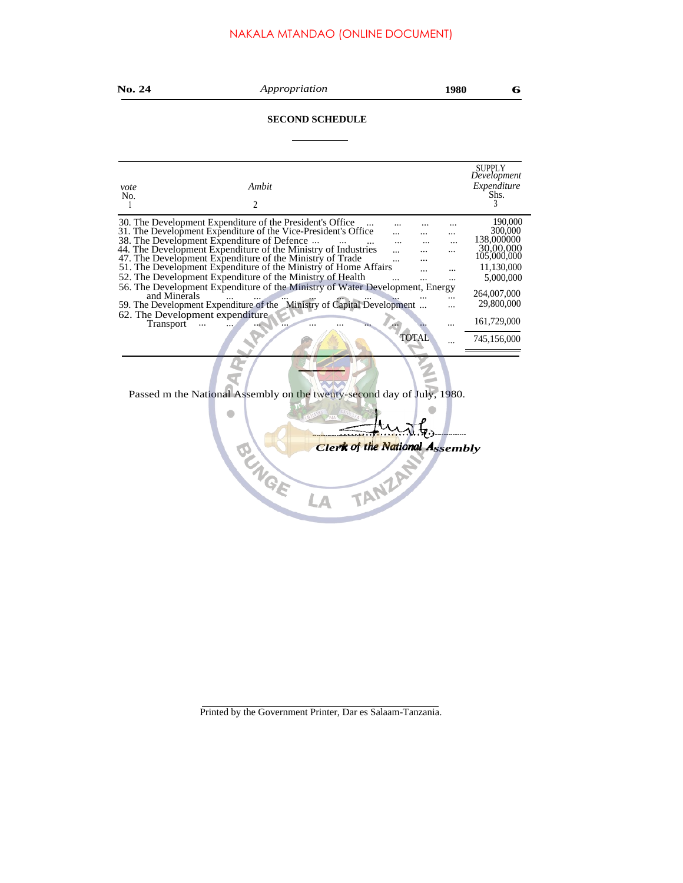**SECOND SCHEDULE**

| Vote No. 1 | Ambit 2 | SUPPLY Development Expenditure Shs. 3 |
|---|---|---|
| | 30. The Development Expenditure of the President's Office ... ... ... ... | 190,000 |
| | 31. The Development Expenditure of the Vice-President's Office ... ... ... | 300,000 |
| | 38. The Development Expenditure of Defence ... ... ... ... ... ... | 138,000000 |
| | 44. The Development Expenditure of the Ministry of Industries ... ... ... | 30,00,000 |
| | 47. The Development Expenditure of the Ministry of Trade ... ... | 105,000,000 |
| | 51. The Development Expenditure of the Ministry of Home Affairs ... ... | 11,130,000 |
| | 52. The Development Expenditure of the Ministry of Health ... ... ... | 5,000,000 |
| | 56. The Development Expenditure of the Ministry of Water Development, Energy and Minerals ... ... ... ... ... ... ... ... ... | 264,007,000 |
| | 59. The Development Expenditure of the Ministry of Capital Development ... ... | 29,800,000 |
| | 62. The Development expenditure Transport ... ... ... ... ... ... ... ... ... ... ... | 161,729,000 |
| | TOTAL ... | 745,156,000 |

Passed m the National Assembly on the twenty-second day of July, 1980.

*Clerk of the National Assembly*

Printed by the Government Printer, Dar es Salaam-Tanzania.